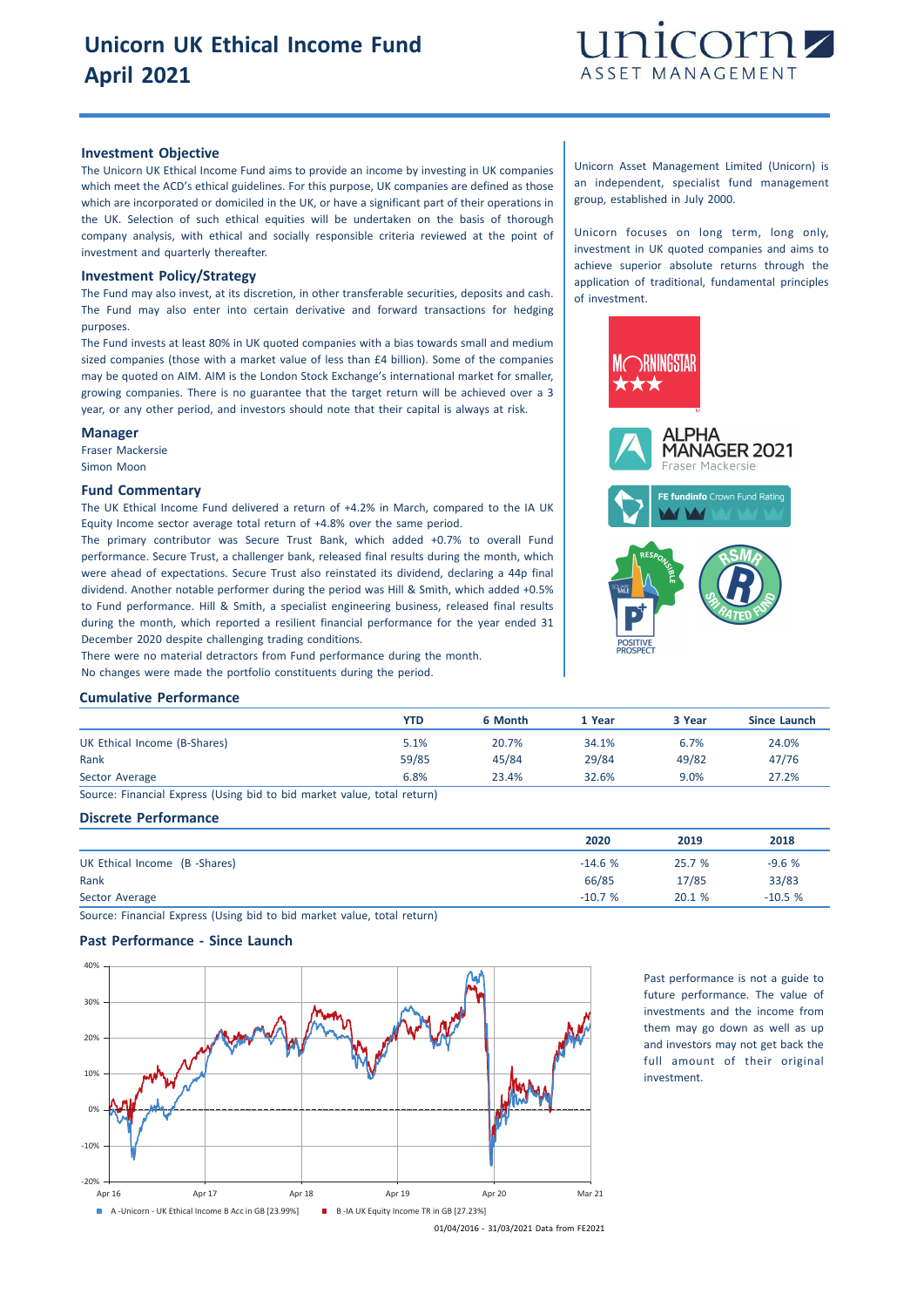# Unicorn UK Ethical Income Fund
# April 2021

## Investment Objective

The Unicorn UK Ethical Income Fund aims to provide an income by investing in UK companies which meet the ACD's ethical guidelines. For this purpose, UK companies are defined as those which are incorporated or domiciled in the UK, or have a significant part of their operations in the UK. Selection of such ethical equities will be undertaken on the basis of thorough company analysis, with ethical and socially responsible criteria reviewed at the point of investment and quarterly thereafter.

## Investment Policy/Strategy

The Fund may also invest, at its discretion, in other transferable securities, deposits and cash. The Fund may also enter into certain derivative and forward transactions for hedging purposes.

The Fund invests at least 80% in UK quoted companies with a bias towards small and medium sized companies (those with a market value of less than £4 billion). Some of the companies may be quoted on AIM. AIM is the London Stock Exchange's international market for smaller, growing companies. There is no guarantee that the target return will be achieved over a 3 year, or any other period, and investors should note that their capital is always at risk.

## Manager

Fraser Mackersie
Simon Moon

## Fund Commentary

The UK Ethical Income Fund delivered a return of +4.2% in March, compared to the IA UK Equity Income sector average total return of +4.8% over the same period.

The primary contributor was Secure Trust Bank, which added +0.7% to overall Fund performance. Secure Trust, a challenger bank, released final results during the month, which were ahead of expectations. Secure Trust also reinstated its dividend, declaring a 44p final dividend. Another notable performer during the period was Hill & Smith, which added +0.5% to Fund performance. Hill & Smith, a specialist engineering business, released final results during the month, which reported a resilient financial performance for the year ended 31 December 2020 despite challenging trading conditions.

There were no material detractors from Fund performance during the month.

No changes were made the portfolio constituents during the period.

Unicorn Asset Management Limited (Unicorn) is an independent, specialist fund management group, established in July 2000.

Unicorn focuses on long term, long only, investment in UK quoted companies and aims to achieve superior absolute returns through the application of traditional, fundamental principles of investment.

## Cumulative Performance

| | YTD | 6 Month | 1 Year | 3 Year | Since Launch |
|---|---|---|---|---|---|
| UK Ethical Income (B-Shares) | 5.1% | 20.7% | 34.1% | 6.7% | 24.0% |
| Rank | 59/85 | 45/84 | 29/84 | 49/82 | 47/76 |
| Sector Average | 6.8% | 23.4% | 32.6% | 9.0% | 27.2% |

Source: Financial Express (Using bid to bid market value, total return)

## Discrete Performance

| | 2020 | 2019 | 2018 |
|---|---|---|---|
| UK Ethical Income (B -Shares) | -14.6 % | 25.7 % | -9.6 % |
| Rank | 66/85 | 17/85 | 33/83 |
| Sector Average | -10.7 % | 20.1 % | -10.5 % |

Source: Financial Express (Using bid to bid market value, total return)

## Past Performance - Since Launch

A -Unicorn - UK Ethical Income B Acc in GB [23.99%]
B -IA UK Equity Income TR in GB [27.23%]

01/04/2016 - 31/03/2021 Data from FE2021

Past performance is not a guide to future performance. The value of investments and the income from them may go down as well as up and investors may not get back the full amount of their original investment.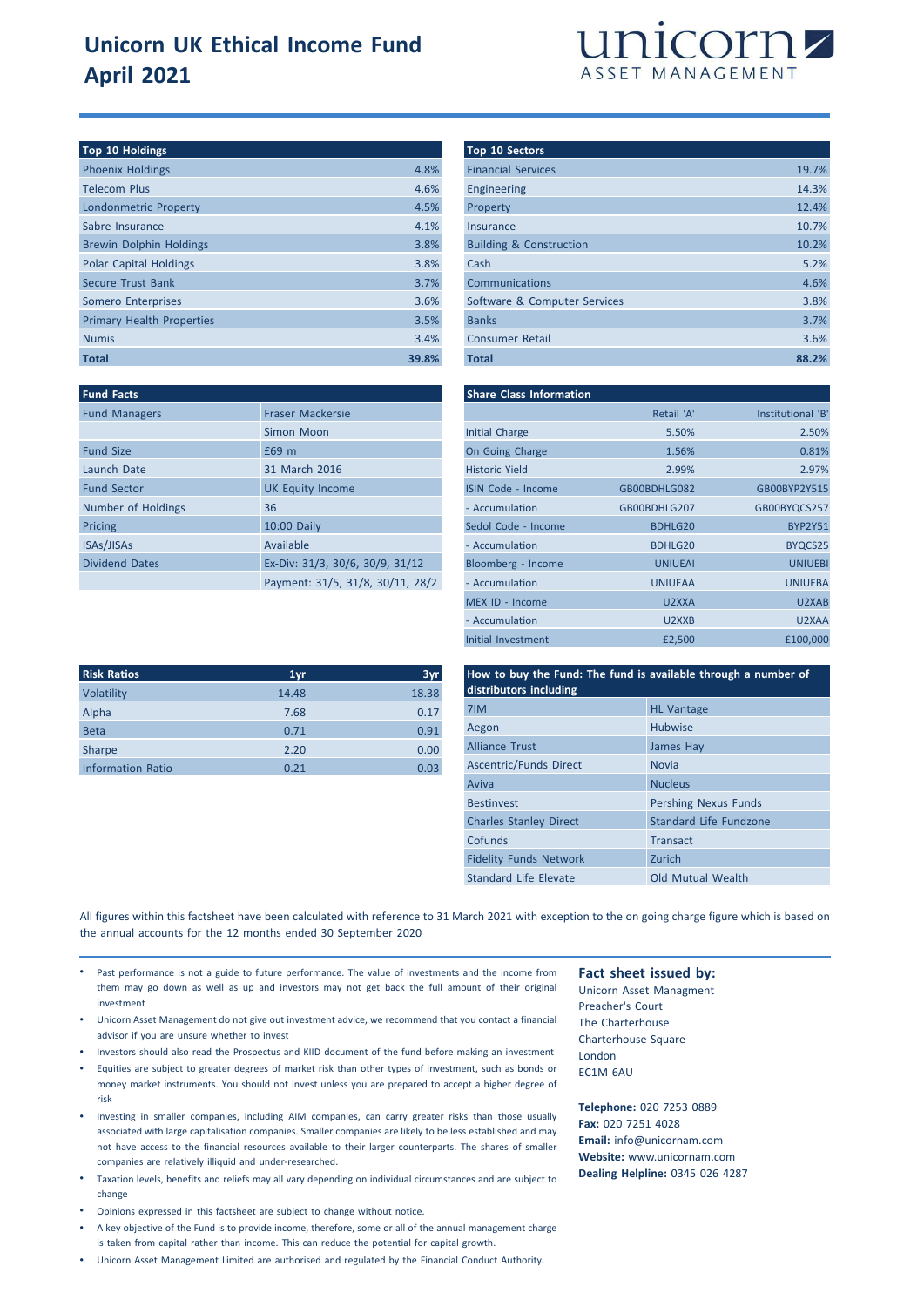# Unicorn UK Ethical Income Fund April 2021

unicorn ASSET MANAGEMENT

| Top 10 Holdings | |
|---|---|
| Phoenix Holdings | 4.8% |
| Telecom Plus | 4.6% |
| Londonmetric Property | 4.5% |
| Sabre Insurance | 4.1% |
| Brewin Dolphin Holdings | 3.8% |
| Polar Capital Holdings | 3.8% |
| Secure Trust Bank | 3.7% |
| Somero Enterprises | 3.6% |
| Primary Health Properties | 3.5% |
| Numis | 3.4% |
| **Total** | **39.8%** |

| Top 10 Sectors | |
|---|---|
| Financial Services | 19.7% |
| Engineering | 14.3% |
| Property | 12.4% |
| Insurance | 10.7% |
| Building & Construction | 10.2% |
| Cash | 5.2% |
| Communications | 4.6% |
| Software & Computer Services | 3.8% |
| Banks | 3.7% |
| Consumer Retail | 3.6% |
| **Total** | **88.2%** |

| Fund Facts | |
|---|---|
| Fund Managers | Fraser Mackersie |
| | Simon Moon |
| Fund Size | £69 m |
| Launch Date | 31 March 2016 |
| Fund Sector | UK Equity Income |
| Number of Holdings | 36 |
| Pricing | 10:00 Daily |
| ISAs/JISAs | Available |
| Dividend Dates | Ex-Div: 31/3, 30/6, 30/9, 31/12 |
| | Payment: 31/5, 31/8, 30/11, 28/2 |

| Share Class Information | Retail 'A' | Institutional 'B' |
|---|---|---|
| Initial Charge | 5.50% | 2.50% |
| On Going Charge | 1.56% | 0.81% |
| Historic Yield | 2.99% | 2.97% |
| ISIN Code - Income | GB00BDHLG082 | GB00BYP2Y515 |
| - Accumulation | GB00BDHLG207 | GB00BYQCS257 |
| Sedol Code - Income | BDHLG20 | BYP2Y51 |
| - Accumulation | BDHLG20 | BYQCS25 |
| Bloomberg - Income | UNIUEAI | UNIUEBI |
| - Accumulation | UNIUEAA | UNIUEBA |
| MEX ID - Income | U2XXA | U2XAB |
| - Accumulation | U2XXB | U2XAA |
| Initial Investment | £2,500 | £100,000 |

| Risk Ratios | 1yr | 3yr |
|---|---|---|
| Volatility | 14.48 | 18.38 |
| Alpha | 7.68 | 0.17 |
| Beta | 0.71 | 0.91 |
| Sharpe | 2.20 | 0.00 |
| Information Ratio | -0.21 | -0.03 |

| How to buy the Fund: The fund is available through a number of distributors including | |
|---|---|
| 7IM | HL Vantage |
| Aegon | Hubwise |
| Alliance Trust | James Hay |
| Ascentric/Funds Direct | Novia |
| Aviva | Nucleus |
| Bestinvest | Pershing Nexus Funds |
| Charles Stanley Direct | Standard Life Fundzone |
| Cofunds | Transact |
| Fidelity Funds Network | Zurich |
| Standard Life Elevate | Old Mutual Wealth |

All figures within this factsheet have been calculated with reference to 31 March 2021 with exception to the on going charge figure which is based on the annual accounts for the 12 months ended 30 September 2020

- Past performance is not a guide to future performance. The value of investments and the income from them may go down as well as up and investors may not get back the full amount of their original investment
- Unicorn Asset Management do not give out investment advice, we recommend that you contact a financial advisor if you are unsure whether to invest
- Investors should also read the Prospectus and KIID document of the fund before making an investment
- Equities are subject to greater degrees of market risk than other types of investment, such as bonds or money market instruments. You should not invest unless you are prepared to accept a higher degree of risk
- Investing in smaller companies, including AIM companies, can carry greater risks than those usually associated with large capitalisation companies. Smaller companies are likely to be less established and may not have access to the financial resources available to their larger counterparts. The shares of smaller companies are relatively illiquid and under-researched.
- Taxation levels, benefits and reliefs may all vary depending on individual circumstances and are subject to change
- Opinions expressed in this factsheet are subject to change without notice.
- A key objective of the Fund is to provide income, therefore, some or all of the annual management charge is taken from capital rather than income. This can reduce the potential for capital growth.
- Unicorn Asset Management Limited are authorised and regulated by the Financial Conduct Authority.

**Fact sheet issued by:**

Unicorn Asset Managment
Preacher's Court
The Charterhouse
Charterhouse Square
London
EC1M 6AU

**Telephone:** 020 7253 0889
**Fax:** 020 7251 4028
**Email:** info@unicornam.com
**Website:** www.unicornam.com
**Dealing Helpline:** 0345 026 4287